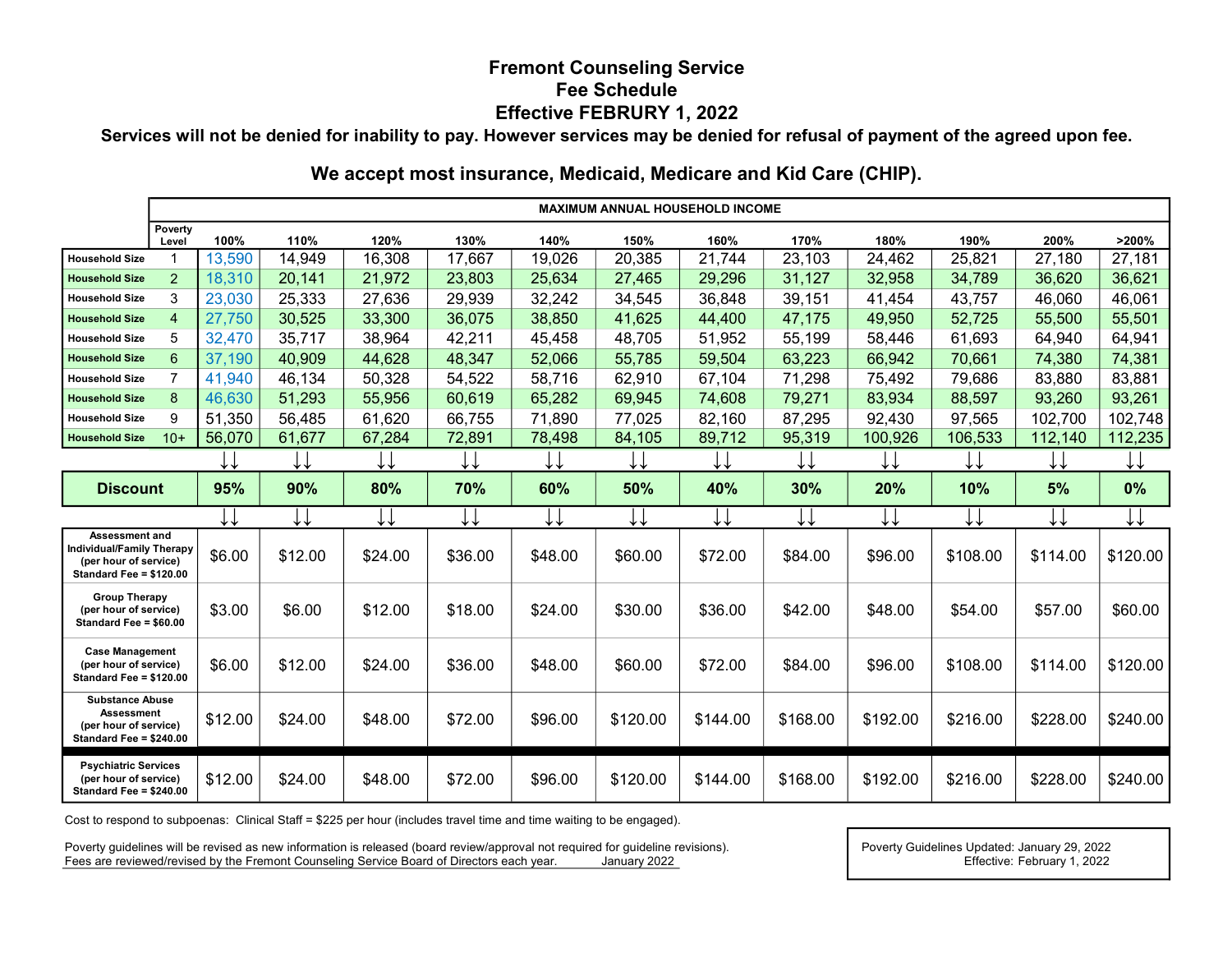# Fremont Counseling Service
## Fee Schedule
## Effective FEBRURY 1, 2022

**Services will not be denied for inability to pay. However services may be denied for refusal of payment of the agreed upon fee.**

**We accept most insurance, Medicaid, Medicare and Kid Care (CHIP).**

| | Poverty Level | MAXIMUM ANNUAL HOUSEHOLD INCOME | | | | | | | | | | | |
|---|---|---|---|---|---|---|---|---|---|---|---|---|---|
| | | 100% | 110% | 120% | 130% | 140% | 150% | 160% | 170% | 180% | 190% | 200% | >200% |
| Household Size | 1 | 13,590 | 14,949 | 16,308 | 17,667 | 19,026 | 20,385 | 21,744 | 23,103 | 24,462 | 25,821 | 27,180 | 27,181 |
| Household Size | 2 | 18,310 | 20,141 | 21,972 | 23,803 | 25,634 | 27,465 | 29,296 | 31,127 | 32,958 | 34,789 | 36,620 | 36,621 |
| Household Size | 3 | 23,030 | 25,333 | 27,636 | 29,939 | 32,242 | 34,545 | 36,848 | 39,151 | 41,454 | 43,757 | 46,060 | 46,061 |
| Household Size | 4 | 27,750 | 30,525 | 33,300 | 36,075 | 38,850 | 41,625 | 44,400 | 47,175 | 49,950 | 52,725 | 55,500 | 55,501 |
| Household Size | 5 | 32,470 | 35,717 | 38,964 | 42,211 | 45,458 | 48,705 | 51,952 | 55,199 | 58,446 | 61,693 | 64,940 | 64,941 |
| Household Size | 6 | 37,190 | 40,909 | 44,628 | 48,347 | 52,066 | 55,785 | 59,504 | 63,223 | 66,942 | 70,661 | 74,380 | 74,381 |
| Household Size | 7 | 41,940 | 46,134 | 50,328 | 54,522 | 58,716 | 62,910 | 67,104 | 71,298 | 75,492 | 79,686 | 83,880 | 83,881 |
| Household Size | 8 | 46,630 | 51,293 | 55,956 | 60,619 | 65,282 | 69,945 | 74,608 | 79,271 | 83,934 | 88,597 | 93,260 | 93,261 |
| Household Size | 9 | 51,350 | 56,485 | 61,620 | 66,755 | 71,890 | 77,025 | 82,160 | 87,295 | 92,430 | 97,565 | 102,700 | 102,748 |
| Household Size | 10+ | 56,070 | 61,677 | 67,284 | 72,891 | 78,498 | 84,105 | 89,712 | 95,319 | 100,926 | 106,533 | 112,140 | 112,235 |
| **Discount** | | **95%** | **90%** | **80%** | **70%** | **60%** | **50%** | **40%** | **30%** | **20%** | **10%** | **5%** | **0%** |
| **Assessment and Individual/Family Therapy (per hour of service) Standard Fee = $120.00** | | $6.00 | $12.00 | $24.00 | $36.00 | $48.00 | $60.00 | $72.00 | $84.00 | $96.00 | $108.00 | $114.00 | $120.00 |
| **Group Therapy (per hour of service) Standard Fee = $60.00** | | $3.00 | $6.00 | $12.00 | $18.00 | $24.00 | $30.00 | $36.00 | $42.00 | $48.00 | $54.00 | $57.00 | $60.00 |
| **Case Management (per hour of service) Standard Fee = $120.00** | | $6.00 | $12.00 | $24.00 | $36.00 | $48.00 | $60.00 | $72.00 | $84.00 | $96.00 | $108.00 | $114.00 | $120.00 |
| **Substance Abuse Assessment (per hour of service) Standard Fee = $240.00** | | $12.00 | $24.00 | $48.00 | $72.00 | $96.00 | $120.00 | $144.00 | $168.00 | $192.00 | $216.00 | $228.00 | $240.00 |
| **Psychiatric Services (per hour of service) Standard Fee = $240.00** | | $12.00 | $24.00 | $48.00 | $72.00 | $96.00 | $120.00 | $144.00 | $168.00 | $192.00 | $216.00 | $228.00 | $240.00 |

Cost to respond to subpoenas: Clinical Staff = $225 per hour (includes travel time and time waiting to be engaged).

Poverty guidelines will be revised as new information is released (board review/approval not required for guideline revisions).
Fees are reviewed/revised by the Fremont Counseling Service Board of Directors each year. January 2022

Poverty Guidelines Updated: January 29, 2022
Effective: February 1, 2022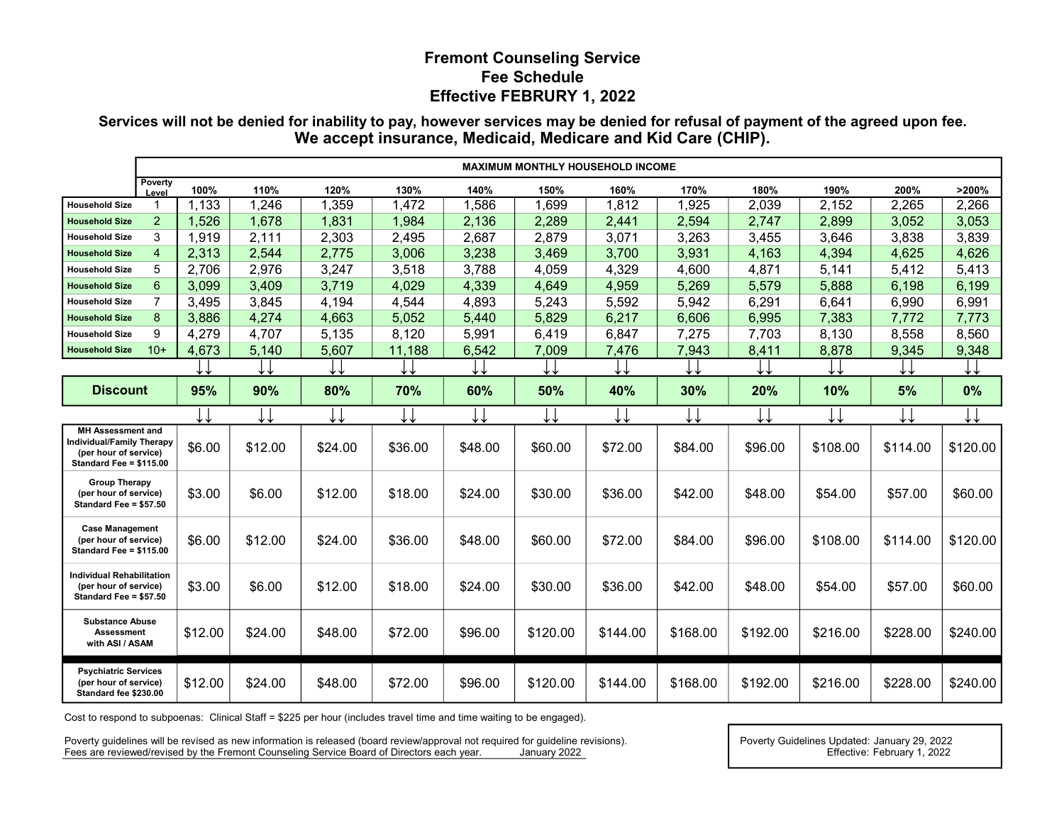# Fremont Counseling Service
## Fee Schedule
## Effective FEBRURY 1, 2022

**Services will not be denied for inability to pay, however services may be denied for refusal of payment of the agreed upon fee.**
**We accept insurance, Medicaid, Medicare and Kid Care (CHIP).**

| | | MAXIMUM MONTHLY HOUSEHOLD INCOME | | | | | | | | | | | |
|---|---|---|---|---|---|---|---|---|---|---|---|---|---|
| | Poverty Level | 100% | 110% | 120% | 130% | 140% | 150% | 160% | 170% | 180% | 190% | 200% | >200% |
| Household Size | 1 | 1,133 | 1,246 | 1,359 | 1,472 | 1,586 | 1,699 | 1,812 | 1,925 | 2,039 | 2,152 | 2,265 | 2,266 |
| Household Size | 2 | 1,526 | 1,678 | 1,831 | 1,984 | 2,136 | 2,289 | 2,441 | 2,594 | 2,747 | 2,899 | 3,052 | 3,053 |
| Household Size | 3 | 1,919 | 2,111 | 2,303 | 2,495 | 2,687 | 2,879 | 3,071 | 3,263 | 3,455 | 3,646 | 3,838 | 3,839 |
| Household Size | 4 | 2,313 | 2,544 | 2,775 | 3,006 | 3,238 | 3,469 | 3,700 | 3,931 | 4,163 | 4,394 | 4,625 | 4,626 |
| Household Size | 5 | 2,706 | 2,976 | 3,247 | 3,518 | 3,788 | 4,059 | 4,329 | 4,600 | 4,871 | 5,141 | 5,412 | 5,413 |
| Household Size | 6 | 3,099 | 3,409 | 3,719 | 4,029 | 4,339 | 4,649 | 4,959 | 5,269 | 5,579 | 5,888 | 6,198 | 6,199 |
| Household Size | 7 | 3,495 | 3,845 | 4,194 | 4,544 | 4,893 | 5,243 | 5,592 | 5,942 | 6,291 | 6,641 | 6,990 | 6,991 |
| Household Size | 8 | 3,886 | 4,274 | 4,663 | 5,052 | 5,440 | 5,829 | 6,217 | 6,606 | 6,995 | 7,383 | 7,772 | 7,773 |
| Household Size | 9 | 4,279 | 4,707 | 5,135 | 8,120 | 5,991 | 6,419 | 6,847 | 7,275 | 7,703 | 8,130 | 8,558 | 8,560 |
| Household Size | 10+ | 4,673 | 5,140 | 5,607 | 11,188 | 6,542 | 7,009 | 7,476 | 7,943 | 8,411 | 8,878 | 9,345 | 9,348 |
| | | ↓↓ | ↓↓ | ↓↓ | ↓↓ | ↓↓ | ↓↓ | ↓↓ | ↓↓ | ↓↓ | ↓↓ | ↓↓ | ↓↓ |
| **Discount** | | **95%** | **90%** | **80%** | **70%** | **60%** | **50%** | **40%** | **30%** | **20%** | **10%** | **5%** | **0%** |
| | | ↓↓ | ↓↓ | ↓↓ | ↓↓ | ↓↓ | ↓↓ | ↓↓ | ↓↓ | ↓↓ | ↓↓ | ↓↓ | ↓↓ |
| **MH Assessment and Individual/Family Therapy (per hour of service) Standard Fee = $115.00** | | $6.00 | $12.00 | $24.00 | $36.00 | $48.00 | $60.00 | $72.00 | $84.00 | $96.00 | $108.00 | $114.00 | $120.00 |
| **Group Therapy (per hour of service) Standard Fee = $57.50** | | $3.00 | $6.00 | $12.00 | $18.00 | $24.00 | $30.00 | $36.00 | $42.00 | $48.00 | $54.00 | $57.00 | $60.00 |
| **Case Management (per hour of service) Standard Fee = $115.00** | | $6.00 | $12.00 | $24.00 | $36.00 | $48.00 | $60.00 | $72.00 | $84.00 | $96.00 | $108.00 | $114.00 | $120.00 |
| **Individual Rehabilitation (per hour of service) Standard Fee = $57.50** | | $3.00 | $6.00 | $12.00 | $18.00 | $24.00 | $30.00 | $36.00 | $42.00 | $48.00 | $54.00 | $57.00 | $60.00 |
| **Substance Abuse Assessment with ASI / ASAM** | | $12.00 | $24.00 | $48.00 | $72.00 | $96.00 | $120.00 | $144.00 | $168.00 | $192.00 | $216.00 | $228.00 | $240.00 |
| **Psychiatric Services (per hour of service) Standard fee $230.00** | | $12.00 | $24.00 | $48.00 | $72.00 | $96.00 | $120.00 | $144.00 | $168.00 | $192.00 | $216.00 | $228.00 | $240.00 |

Cost to respond to subpoenas: Clinical Staff = $225 per hour (includes travel time and time waiting to be engaged).

Poverty guidelines will be revised as new information is released (board review/approval not required for guideline revisions).
Fees are reviewed/revised by the Fremont Counseling Service Board of Directors each year. January 2022

Poverty Guidelines Updated: January 29, 2022
Effective: February 1, 2022